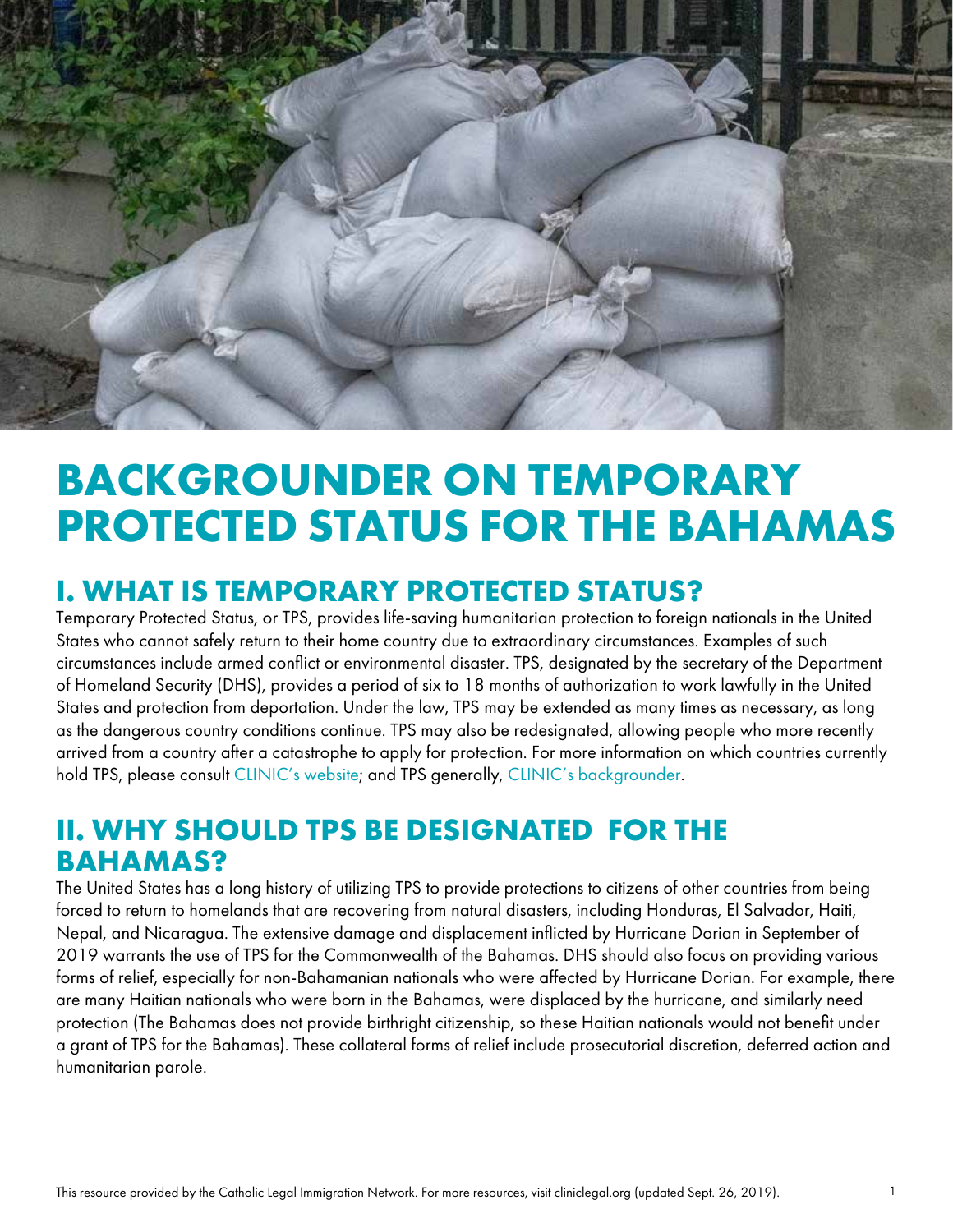# BACKGROUNDER ON TEMPORARY PROTECTED STATUS FOR THE BAHAMAS

## I. WHAT IS TEMPORARY PROTECTED STATUS?

Temporary Protected Status, or TPS, provides life-saving humanitarian protection to foreign nationals in the United States who cannot safely return to their home country due to extraordinary circumstances. Examples of such circumstances include armed conflict or environmental disaster. TPS, designated by the secretary of the Department of Homeland Security (DHS), provides a period of six to 18 months of authorization to work lawfully in the United States and protection from deportation. Under the law, TPS may be extended as many times as necessary, as long as the dangerous country conditions continue. TPS may also be redesignated, allowing people who more recently arrived from a country after a catastrophe to apply for protection. For more information on which countries currently hold TPS, please consult CLINIC's website; and TPS generally, CLINIC's backgrounder.

## II. WHY SHOULD TPS BE DESIGNATED FOR THE BAHAMAS?

The United States has a long history of utilizing TPS to provide protections to citizens of other countries from being forced to return to homelands that are recovering from natural disasters, including Honduras, El Salvador, Haiti, Nepal, and Nicaragua. The extensive damage and displacement inflicted by Hurricane Dorian in September of 2019 warrants the use of TPS for the Commonwealth of the Bahamas. DHS should also focus on providing various forms of relief, especially for non-Bahamanian nationals who were affected by Hurricane Dorian. For example, there are many Haitian nationals who were born in the Bahamas, were displaced by the hurricane, and similarly need protection (The Bahamas does not provide birthright citizenship, so these Haitian nationals would not benefit under a grant of TPS for the Bahamas). These collateral forms of relief include prosecutorial discretion, deferred action and humanitarian parole.

This resource provided by the Catholic Legal Immigration Network. For more resources, visit cliniclegal.org (updated Sept. 26, 2019).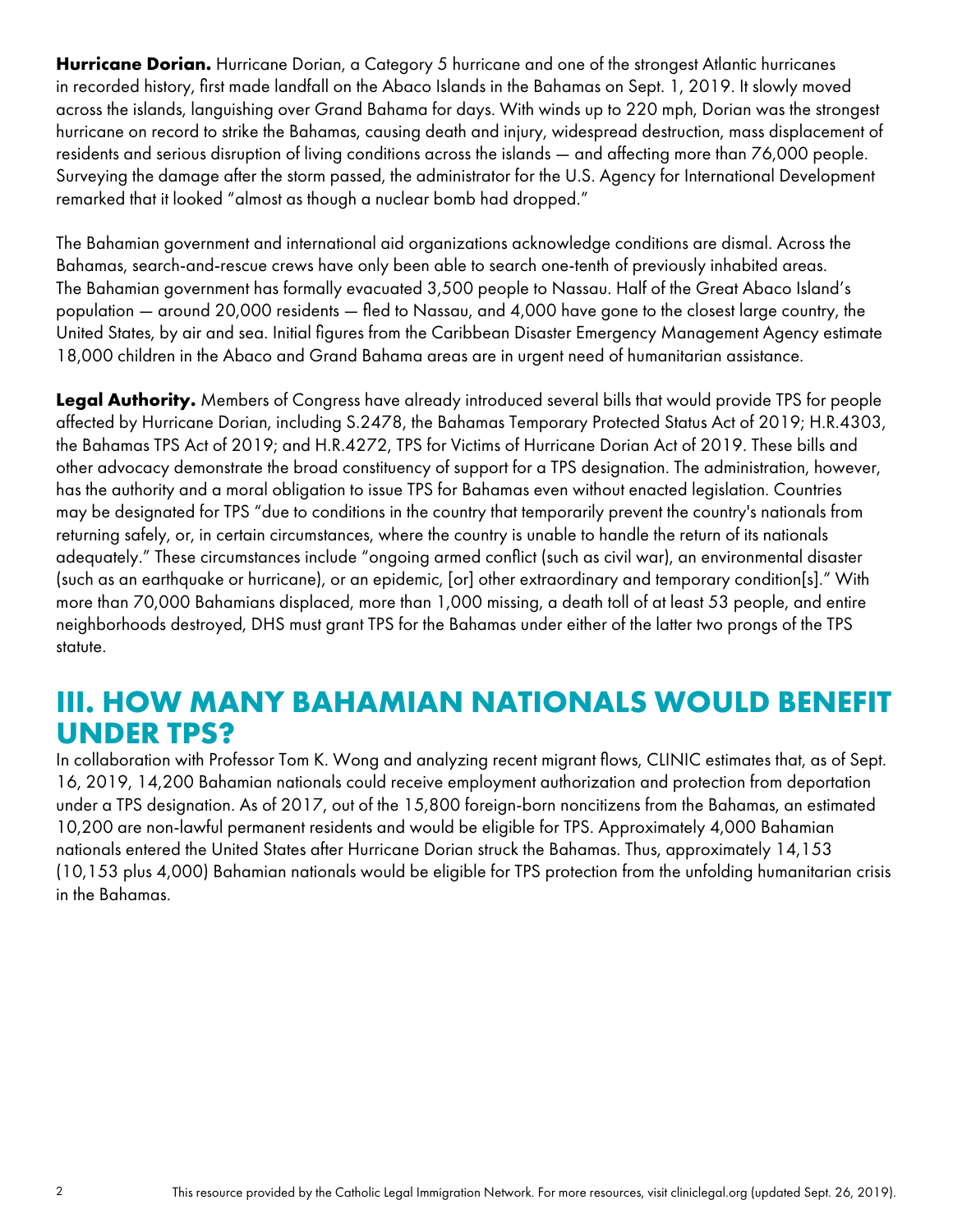**Hurricane Dorian.** Hurricane Dorian, a Category 5 hurricane and one of the strongest Atlantic hurricanes in recorded history, first made landfall on the Abaco Islands in the Bahamas on Sept. 1, 2019. It slowly moved across the islands, languishing over Grand Bahama for days. With winds up to 220 mph, Dorian was the strongest hurricane on record to strike the Bahamas, causing death and injury, widespread destruction, mass displacement of residents and serious disruption of living conditions across the islands — and affecting more than 76,000 people. Surveying the damage after the storm passed, the administrator for the U.S. Agency for International Development remarked that it looked "almost as though a nuclear bomb had dropped."

The Bahamian government and international aid organizations acknowledge conditions are dismal. Across the Bahamas, search-and-rescue crews have only been able to search one-tenth of previously inhabited areas. The Bahamian government has formally evacuated 3,500 people to Nassau. Half of the Great Abaco Island's population — around 20,000 residents — fled to Nassau, and 4,000 have gone to the closest large country, the United States, by air and sea. Initial figures from the Caribbean Disaster Emergency Management Agency estimate 18,000 children in the Abaco and Grand Bahama areas are in urgent need of humanitarian assistance.

**Legal Authority.** Members of Congress have already introduced several bills that would provide TPS for people affected by Hurricane Dorian, including S.2478, the Bahamas Temporary Protected Status Act of 2019; H.R.4303, the Bahamas TPS Act of 2019; and H.R.4272, TPS for Victims of Hurricane Dorian Act of 2019. These bills and other advocacy demonstrate the broad constituency of support for a TPS designation. The administration, however, has the authority and a moral obligation to issue TPS for Bahamas even without enacted legislation. Countries may be designated for TPS "due to conditions in the country that temporarily prevent the country's nationals from returning safely, or, in certain circumstances, where the country is unable to handle the return of its nationals adequately." These circumstances include "ongoing armed conflict (such as civil war), an environmental disaster (such as an earthquake or hurricane), or an epidemic, [or] other extraordinary and temporary condition[s]." With more than 70,000 Bahamians displaced, more than 1,000 missing, a death toll of at least 53 people, and entire neighborhoods destroyed, DHS must grant TPS for the Bahamas under either of the latter two prongs of the TPS statute.

## III. HOW MANY BAHAMIAN NATIONALS WOULD BENEFIT UNDER TPS?

In collaboration with Professor Tom K. Wong and analyzing recent migrant flows, CLINIC estimates that, as of Sept. 16, 2019, 14,200 Bahamian nationals could receive employment authorization and protection from deportation under a TPS designation. As of 2017, out of the 15,800 foreign-born noncitizens from the Bahamas, an estimated 10,200 are non-lawful permanent residents and would be eligible for TPS. Approximately 4,000 Bahamian nationals entered the United States after Hurricane Dorian struck the Bahamas. Thus, approximately 14,153 (10,153 plus 4,000) Bahamian nationals would be eligible for TPS protection from the unfolding humanitarian crisis in the Bahamas.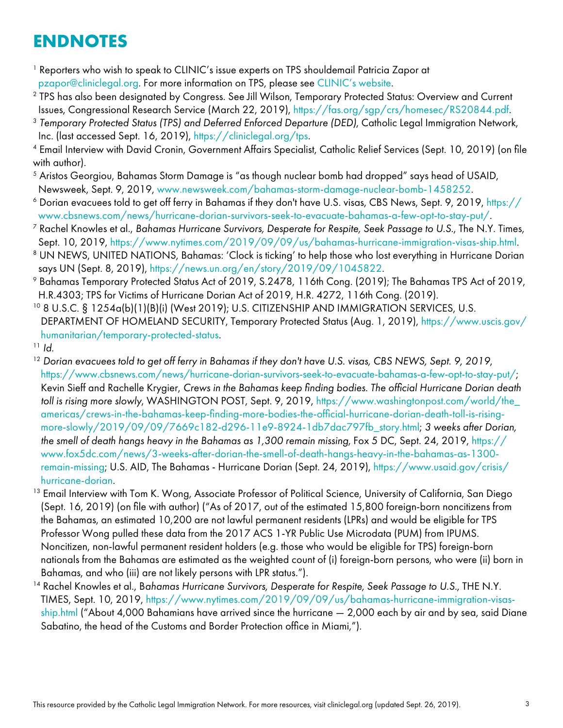# ENDNOTES

[1] Reporters who wish to speak to CLINIC's issue experts on TPS shouldemail Patricia Zapor at pzapor@cliniclegal.org. For more information on TPS, please see CLINIC's website.

[2] TPS has also been designated by Congress. See Jill Wilson, Temporary Protected Status: Overview and Current Issues, Congressional Research Service (March 22, 2019), https://fas.org/sgp/crs/homesec/RS20844.pdf.

[3] *Temporary Protected Status (TPS) and Deferred Enforced Departure (DED)*, Catholic Legal Immigration Network, Inc. (last accessed Sept. 16, 2019), https://cliniclegal.org/tps.

[4] Email Interview with David Cronin, Government Affairs Specialist, Catholic Relief Services (Sept. 10, 2019) (on file with author).

[5] Aristos Georgiou, Bahamas Storm Damage is "as though nuclear bomb had dropped" says head of USAID, Newsweek, Sept. 9, 2019, www.newsweek.com/bahamas-storm-damage-nuclear-bomb-1458252.

[6] Dorian evacuees told to get off ferry in Bahamas if they don't have U.S. visas, CBS News, Sept. 9, 2019, https://www.cbsnews.com/news/hurricane-dorian-survivors-seek-to-evacuate-bahamas-a-few-opt-to-stay-put/.

[7] Rachel Knowles et al., *Bahamas Hurricane Survivors, Desperate for Respite, Seek Passage to U.S.*, The N.Y. Times, Sept. 10, 2019, https://www.nytimes.com/2019/09/09/us/bahamas-hurricane-immigration-visas-ship.html.

[8] UN NEWS, UNITED NATIONS, Bahamas: 'Clock is ticking' to help those who lost everything in Hurricane Dorian says UN (Sept. 8, 2019), https://news.un.org/en/story/2019/09/1045822.

[9] Bahamas Temporary Protected Status Act of 2019, S.2478, 116th Cong. (2019); The Bahamas TPS Act of 2019, H.R.4303; TPS for Victims of Hurricane Dorian Act of 2019, H.R. 4272, 116th Cong. (2019).

[10] 8 U.S.C. § 1254a(b)(1)(B)(i) (West 2019); U.S. CITIZENSHIP AND IMMIGRATION SERVICES, U.S. DEPARTMENT OF HOMELAND SECURITY, Temporary Protected Status (Aug. 1, 2019), https://www.uscis.gov/humanitarian/temporary-protected-status.

[11] *Id.*

[12] *Dorian evacuees told to get off ferry in Bahamas if they don't have U.S. visas, CBS NEWS, Sept. 9, 2019*, https://www.cbsnews.com/news/hurricane-dorian-survivors-seek-to-evacuate-bahamas-a-few-opt-to-stay-put/; Kevin Sieff and Rachelle Krygier, *Crews in the Bahamas keep finding bodies. The official Hurricane Dorian death toll is rising more slowly*, WASHINGTON POST, Sept. 9, 2019, https://www.washingtonpost.com/world/the_americas/crews-in-the-bahamas-keep-finding-more-bodies-the-official-hurricane-dorian-death-toll-is-rising-more-slowly/2019/09/09/7669c182-d296-11e9-8924-1db7dac797fb_story.html; *3 weeks after Dorian, the smell of death hangs heavy in the Bahamas as 1,300 remain missing*, Fox 5 DC, Sept. 24, 2019, https://www.fox5dc.com/news/3-weeks-after-dorian-the-smell-of-death-hangs-heavy-in-the-bahamas-as-1300-remain-missing; U.S. AID, The Bahamas - Hurricane Dorian (Sept. 24, 2019), https://www.usaid.gov/crisis/hurricane-dorian.

[13] Email Interview with Tom K. Wong, Associate Professor of Political Science, University of California, San Diego (Sept. 16, 2019) (on file with author) ("As of 2017, out of the estimated 15,800 foreign-born noncitizens from the Bahamas, an estimated 10,200 are not lawful permanent residents (LPRs) and would be eligible for TPS Professor Wong pulled these data from the 2017 ACS 1-YR Public Use Microdata (PUM) from IPUMS. Noncitizen, non-lawful permanent resident holders (e.g. those who would be eligible for TPS) foreign-born nationals from the Bahamas are estimated as the weighted count of (i) foreign-born persons, who were (ii) born in Bahamas, and who (iii) are not likely persons with LPR status.").

[14] Rachel Knowles et al., B*ahamas Hurricane Survivors, Desperate for Respite, Seek Passage to U.S.*, THE N.Y. TIMES, Sept. 10, 2019, https://www.nytimes.com/2019/09/09/us/bahamas-hurricane-immigration-visas-ship.html ("About 4,000 Bahamians have arrived since the hurricane — 2,000 each by air and by sea, said Diane Sabatino, the head of the Customs and Border Protection office in Miami,").

This resource provided by the Catholic Legal Immigration Network. For more resources, visit cliniclegal.org (updated Sept. 26, 2019).